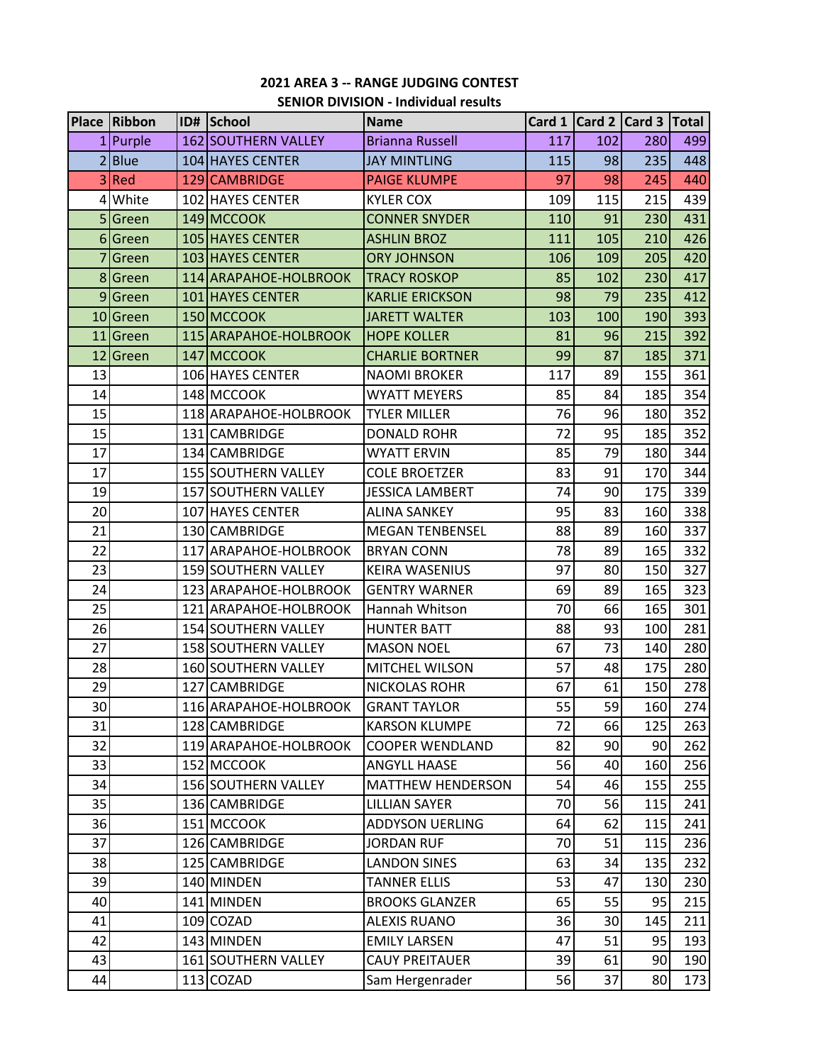**2021 AREA 3 -- RANGE JUDGING CONTEST**

**SENIOR DIVISION - Individual results**

| Place | Ribbon | ID# | School | Name | Card 1 | Card 2 | Card 3 | Total |
|---|---|---|---|---|---|---|---|---|
| 1 | Purple | 162 | SOUTHERN VALLEY | Brianna Russell | 117 | 102 | 280 | 499 |
| 2 | Blue | 104 | HAYES CENTER | JAY MINTLING | 115 | 98 | 235 | 448 |
| 3 | Red | 129 | CAMBRIDGE | PAIGE KLUMPE | 97 | 98 | 245 | 440 |
| 4 | White | 102 | HAYES CENTER | KYLER COX | 109 | 115 | 215 | 439 |
| 5 | Green | 149 | MCCOOK | CONNER SNYDER | 110 | 91 | 230 | 431 |
| 6 | Green | 105 | HAYES CENTER | ASHLIN BROZ | 111 | 105 | 210 | 426 |
| 7 | Green | 103 | HAYES CENTER | ORY JOHNSON | 106 | 109 | 205 | 420 |
| 8 | Green | 114 | ARAPAHOE-HOLBROOK | TRACY ROSKOP | 85 | 102 | 230 | 417 |
| 9 | Green | 101 | HAYES CENTER | KARLIE ERICKSON | 98 | 79 | 235 | 412 |
| 10 | Green | 150 | MCCOOK | JARETT WALTER | 103 | 100 | 190 | 393 |
| 11 | Green | 115 | ARAPAHOE-HOLBROOK | HOPE KOLLER | 81 | 96 | 215 | 392 |
| 12 | Green | 147 | MCCOOK | CHARLIE BORTNER | 99 | 87 | 185 | 371 |
| 13 | | 106 | HAYES CENTER | NAOMI BROKER | 117 | 89 | 155 | 361 |
| 14 | | 148 | MCCOOK | WYATT MEYERS | 85 | 84 | 185 | 354 |
| 15 | | 118 | ARAPAHOE-HOLBROOK | TYLER MILLER | 76 | 96 | 180 | 352 |
| 15 | | 131 | CAMBRIDGE | DONALD ROHR | 72 | 95 | 185 | 352 |
| 17 | | 134 | CAMBRIDGE | WYATT ERVIN | 85 | 79 | 180 | 344 |
| 17 | | 155 | SOUTHERN VALLEY | COLE BROETZER | 83 | 91 | 170 | 344 |
| 19 | | 157 | SOUTHERN VALLEY | JESSICA LAMBERT | 74 | 90 | 175 | 339 |
| 20 | | 107 | HAYES CENTER | ALINA SANKEY | 95 | 83 | 160 | 338 |
| 21 | | 130 | CAMBRIDGE | MEGAN TENBENSEL | 88 | 89 | 160 | 337 |
| 22 | | 117 | ARAPAHOE-HOLBROOK | BRYAN CONN | 78 | 89 | 165 | 332 |
| 23 | | 159 | SOUTHERN VALLEY | KEIRA WASENIUS | 97 | 80 | 150 | 327 |
| 24 | | 123 | ARAPAHOE-HOLBROOK | GENTRY WARNER | 69 | 89 | 165 | 323 |
| 25 | | 121 | ARAPAHOE-HOLBROOK | Hannah Whitson | 70 | 66 | 165 | 301 |
| 26 | | 154 | SOUTHERN VALLEY | HUNTER BATT | 88 | 93 | 100 | 281 |
| 27 | | 158 | SOUTHERN VALLEY | MASON NOEL | 67 | 73 | 140 | 280 |
| 28 | | 160 | SOUTHERN VALLEY | MITCHEL WILSON | 57 | 48 | 175 | 280 |
| 29 | | 127 | CAMBRIDGE | NICKOLAS ROHR | 67 | 61 | 150 | 278 |
| 30 | | 116 | ARAPAHOE-HOLBROOK | GRANT TAYLOR | 55 | 59 | 160 | 274 |
| 31 | | 128 | CAMBRIDGE | KARSON KLUMPE | 72 | 66 | 125 | 263 |
| 32 | | 119 | ARAPAHOE-HOLBROOK | COOPER WENDLAND | 82 | 90 | 90 | 262 |
| 33 | | 152 | MCCOOK | ANGYLL HAASE | 56 | 40 | 160 | 256 |
| 34 | | 156 | SOUTHERN VALLEY | MATTHEW HENDERSON | 54 | 46 | 155 | 255 |
| 35 | | 136 | CAMBRIDGE | LILLIAN SAYER | 70 | 56 | 115 | 241 |
| 36 | | 151 | MCCOOK | ADDYSON UERLING | 64 | 62 | 115 | 241 |
| 37 | | 126 | CAMBRIDGE | JORDAN RUF | 70 | 51 | 115 | 236 |
| 38 | | 125 | CAMBRIDGE | LANDON SINES | 63 | 34 | 135 | 232 |
| 39 | | 140 | MINDEN | TANNER ELLIS | 53 | 47 | 130 | 230 |
| 40 | | 141 | MINDEN | BROOKS GLANZER | 65 | 55 | 95 | 215 |
| 41 | | 109 | COZAD | ALEXIS RUANO | 36 | 30 | 145 | 211 |
| 42 | | 143 | MINDEN | EMILY LARSEN | 47 | 51 | 95 | 193 |
| 43 | | 161 | SOUTHERN VALLEY | CAUY PREITAUER | 39 | 61 | 90 | 190 |
| 44 | | 113 | COZAD | Sam Hergenrader | 56 | 37 | 80 | 173 |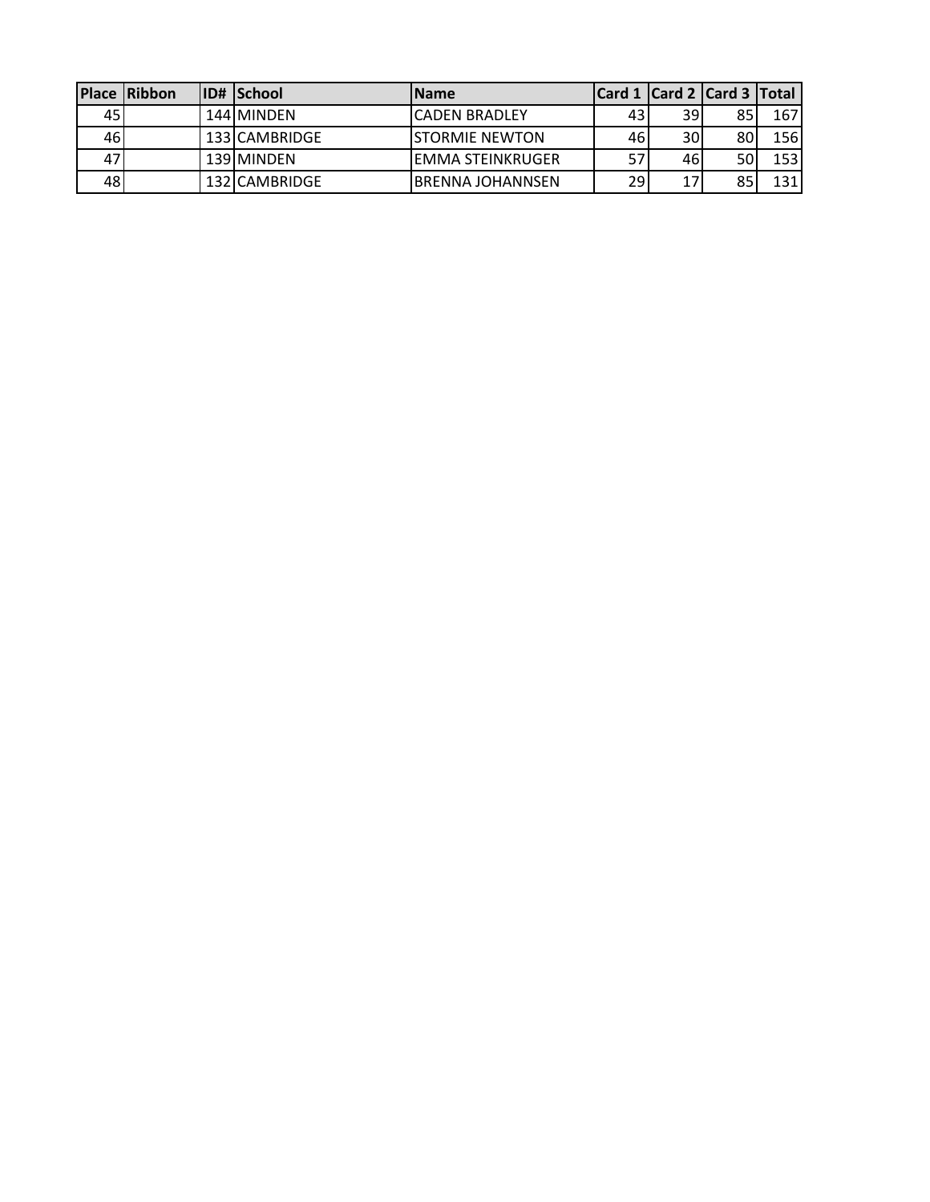| Place | Ribbon | ID# | School | Name | Card 1 | Card 2 | Card 3 | Total |
|---|---|---|---|---|---|---|---|---|
| 45 | | 144 | MINDEN | CADEN BRADLEY | 43 | 39 | 85 | 167 |
| 46 | | 133 | CAMBRIDGE | STORMIE NEWTON | 46 | 30 | 80 | 156 |
| 47 | | 139 | MINDEN | EMMA STEINKRUGER | 57 | 46 | 50 | 153 |
| 48 | | 132 | CAMBRIDGE | BRENNA JOHANNSEN | 29 | 17 | 85 | 131 |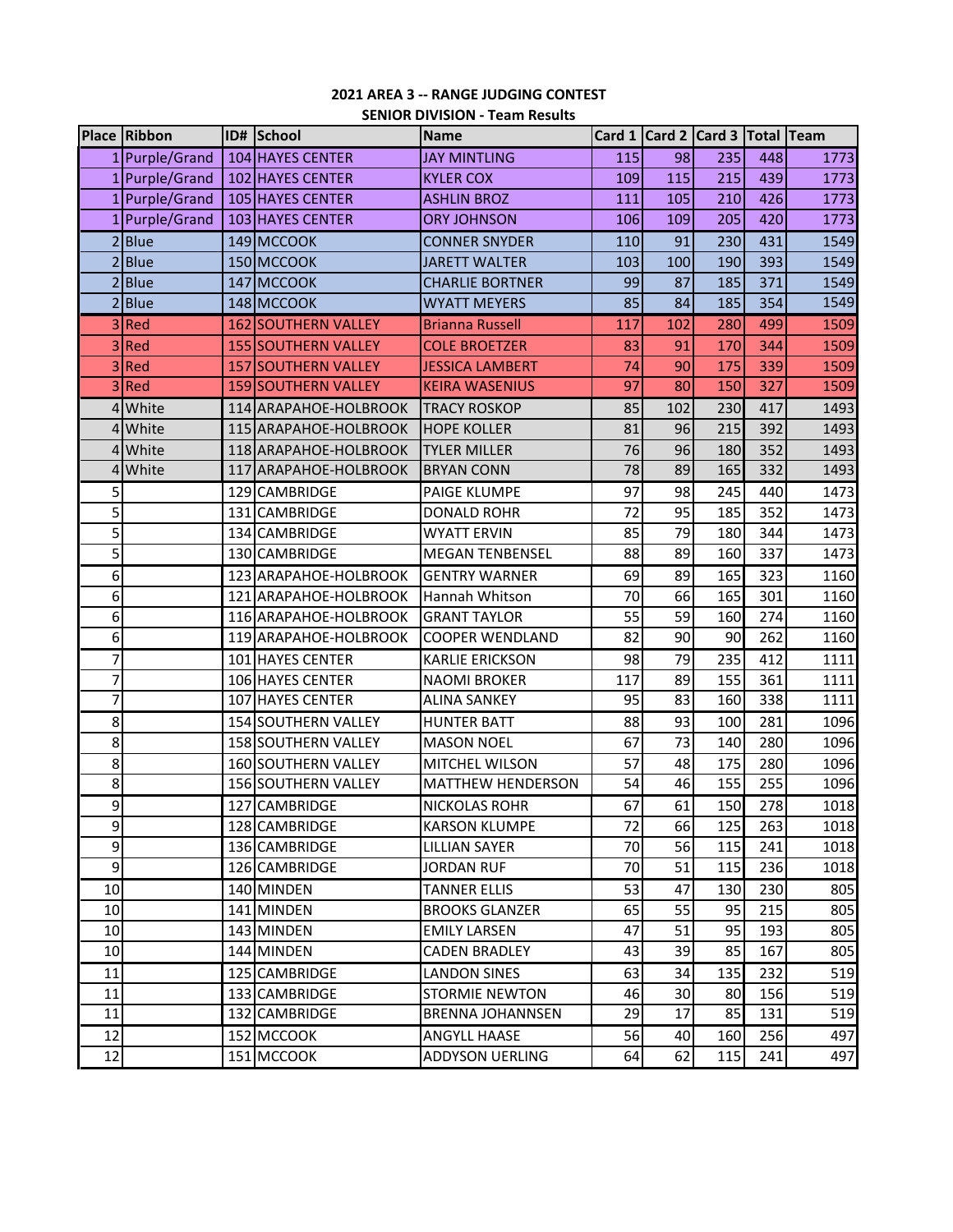# 2021 AREA 3 -- RANGE JUDGING CONTEST

## SENIOR DIVISION - Team Results

| Place | Ribbon | ID# | School | Name | Card 1 | Card 2 | Card 3 | Total | Team |
|---|---|---|---|---|---|---|---|---|---|
| 1 | Purple/Grand | 104 | HAYES CENTER | JAY MINTLING | 115 | 98 | 235 | 448 | 1773 |
| 1 | Purple/Grand | 102 | HAYES CENTER | KYLER COX | 109 | 115 | 215 | 439 | 1773 |
| 1 | Purple/Grand | 105 | HAYES CENTER | ASHLIN BROZ | 111 | 105 | 210 | 426 | 1773 |
| 1 | Purple/Grand | 103 | HAYES CENTER | ORY JOHNSON | 106 | 109 | 205 | 420 | 1773 |
| 2 | Blue | 149 | MCCOOK | CONNER SNYDER | 110 | 91 | 230 | 431 | 1549 |
| 2 | Blue | 150 | MCCOOK | JARETT WALTER | 103 | 100 | 190 | 393 | 1549 |
| 2 | Blue | 147 | MCCOOK | CHARLIE BORTNER | 99 | 87 | 185 | 371 | 1549 |
| 2 | Blue | 148 | MCCOOK | WYATT MEYERS | 85 | 84 | 185 | 354 | 1549 |
| 3 | Red | 162 | SOUTHERN VALLEY | Brianna Russell | 117 | 102 | 280 | 499 | 1509 |
| 3 | Red | 155 | SOUTHERN VALLEY | COLE BROETZER | 83 | 91 | 170 | 344 | 1509 |
| 3 | Red | 157 | SOUTHERN VALLEY | JESSICA LAMBERT | 74 | 90 | 175 | 339 | 1509 |
| 3 | Red | 159 | SOUTHERN VALLEY | KEIRA WASENIUS | 97 | 80 | 150 | 327 | 1509 |
| 4 | White | 114 | ARAPAHOE-HOLBROOK | TRACY ROSKOP | 85 | 102 | 230 | 417 | 1493 |
| 4 | White | 115 | ARAPAHOE-HOLBROOK | HOPE KOLLER | 81 | 96 | 215 | 392 | 1493 |
| 4 | White | 118 | ARAPAHOE-HOLBROOK | TYLER MILLER | 76 | 96 | 180 | 352 | 1493 |
| 4 | White | 117 | ARAPAHOE-HOLBROOK | BRYAN CONN | 78 | 89 | 165 | 332 | 1493 |
| 5 | | 129 | CAMBRIDGE | PAIGE KLUMPE | 97 | 98 | 245 | 440 | 1473 |
| 5 | | 131 | CAMBRIDGE | DONALD ROHR | 72 | 95 | 185 | 352 | 1473 |
| 5 | | 134 | CAMBRIDGE | WYATT ERVIN | 85 | 79 | 180 | 344 | 1473 |
| 5 | | 130 | CAMBRIDGE | MEGAN TENBENSEL | 88 | 89 | 160 | 337 | 1473 |
| 6 | | 123 | ARAPAHOE-HOLBROOK | GENTRY WARNER | 69 | 89 | 165 | 323 | 1160 |
| 6 | | 121 | ARAPAHOE-HOLBROOK | Hannah Whitson | 70 | 66 | 165 | 301 | 1160 |
| 6 | | 116 | ARAPAHOE-HOLBROOK | GRANT TAYLOR | 55 | 59 | 160 | 274 | 1160 |
| 6 | | 119 | ARAPAHOE-HOLBROOK | COOPER WENDLAND | 82 | 90 | 90 | 262 | 1160 |
| 7 | | 101 | HAYES CENTER | KARLIE ERICKSON | 98 | 79 | 235 | 412 | 1111 |
| 7 | | 106 | HAYES CENTER | NAOMI BROKER | 117 | 89 | 155 | 361 | 1111 |
| 7 | | 107 | HAYES CENTER | ALINA SANKEY | 95 | 83 | 160 | 338 | 1111 |
| 8 | | 154 | SOUTHERN VALLEY | HUNTER BATT | 88 | 93 | 100 | 281 | 1096 |
| 8 | | 158 | SOUTHERN VALLEY | MASON NOEL | 67 | 73 | 140 | 280 | 1096 |
| 8 | | 160 | SOUTHERN VALLEY | MITCHEL WILSON | 57 | 48 | 175 | 280 | 1096 |
| 8 | | 156 | SOUTHERN VALLEY | MATTHEW HENDERSON | 54 | 46 | 155 | 255 | 1096 |
| 9 | | 127 | CAMBRIDGE | NICKOLAS ROHR | 67 | 61 | 150 | 278 | 1018 |
| 9 | | 128 | CAMBRIDGE | KARSON KLUMPE | 72 | 66 | 125 | 263 | 1018 |
| 9 | | 136 | CAMBRIDGE | LILLIAN SAYER | 70 | 56 | 115 | 241 | 1018 |
| 9 | | 126 | CAMBRIDGE | JORDAN RUF | 70 | 51 | 115 | 236 | 1018 |
| 10 | | 140 | MINDEN | TANNER ELLIS | 53 | 47 | 130 | 230 | 805 |
| 10 | | 141 | MINDEN | BROOKS GLANZER | 65 | 55 | 95 | 215 | 805 |
| 10 | | 143 | MINDEN | EMILY LARSEN | 47 | 51 | 95 | 193 | 805 |
| 10 | | 144 | MINDEN | CADEN BRADLEY | 43 | 39 | 85 | 167 | 805 |
| 11 | | 125 | CAMBRIDGE | LANDON SINES | 63 | 34 | 135 | 232 | 519 |
| 11 | | 133 | CAMBRIDGE | STORMIE NEWTON | 46 | 30 | 80 | 156 | 519 |
| 11 | | 132 | CAMBRIDGE | BRENNA JOHANNSEN | 29 | 17 | 85 | 131 | 519 |
| 12 | | 152 | MCCOOK | ANGYLL HAASE | 56 | 40 | 160 | 256 | 497 |
| 12 | | 151 | MCCOOK | ADDYSON UERLING | 64 | 62 | 115 | 241 | 497 |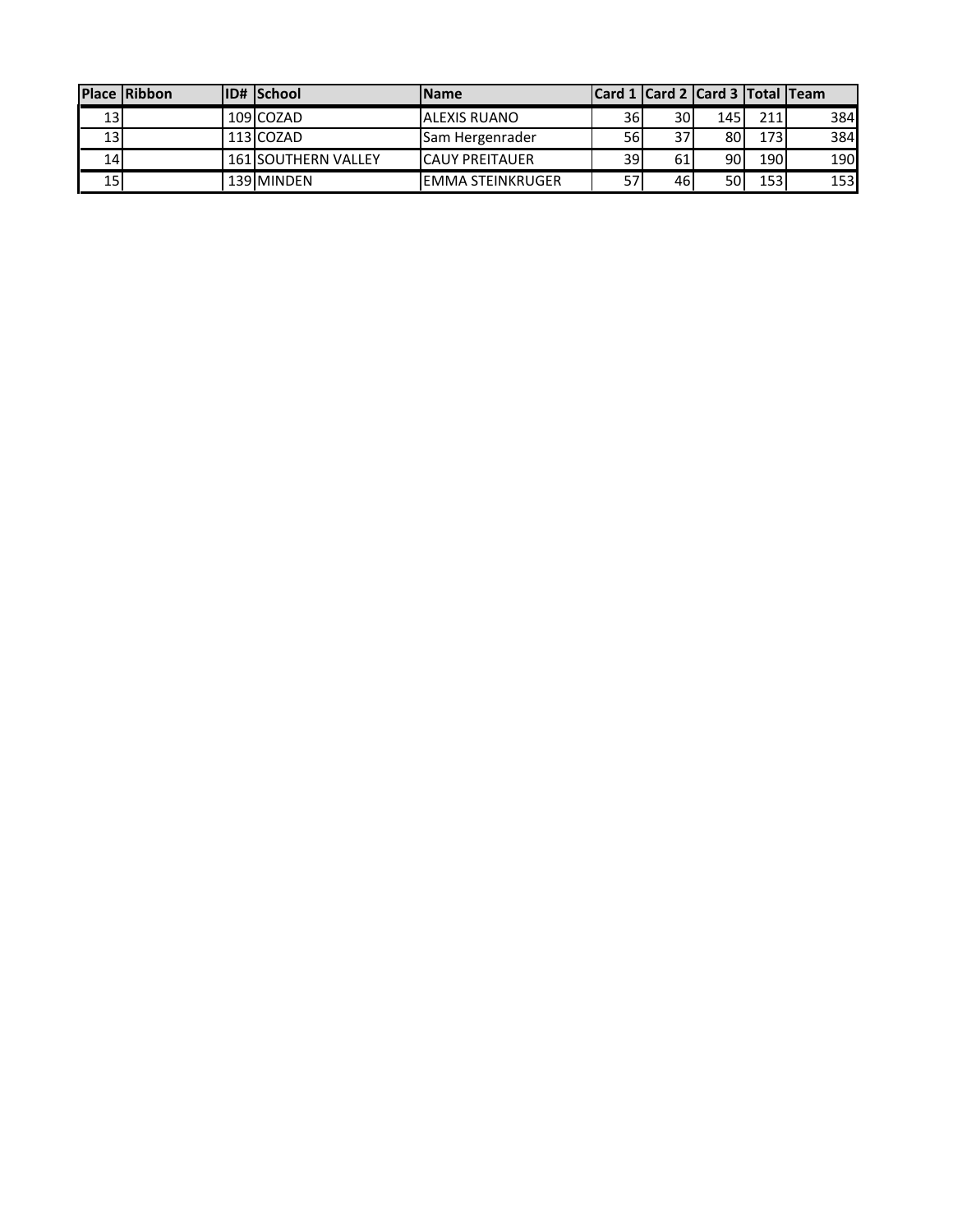| Place | Ribbon | ID# | School | Name | Card 1 | Card 2 | Card 3 | Total | Team |
|---|---|---|---|---|---|---|---|---|---|
| 13 | | 109 | COZAD | ALEXIS RUANO | 36 | 30 | 145 | 211 | 384 |
| 13 | | 113 | COZAD | Sam Hergenrader | 56 | 37 | 80 | 173 | 384 |
| 14 | | 161 | SOUTHERN VALLEY | CAUY PREITAUER | 39 | 61 | 90 | 190 | 190 |
| 15 | | 139 | MINDEN | EMMA STEINKRUGER | 57 | 46 | 50 | 153 | 153 |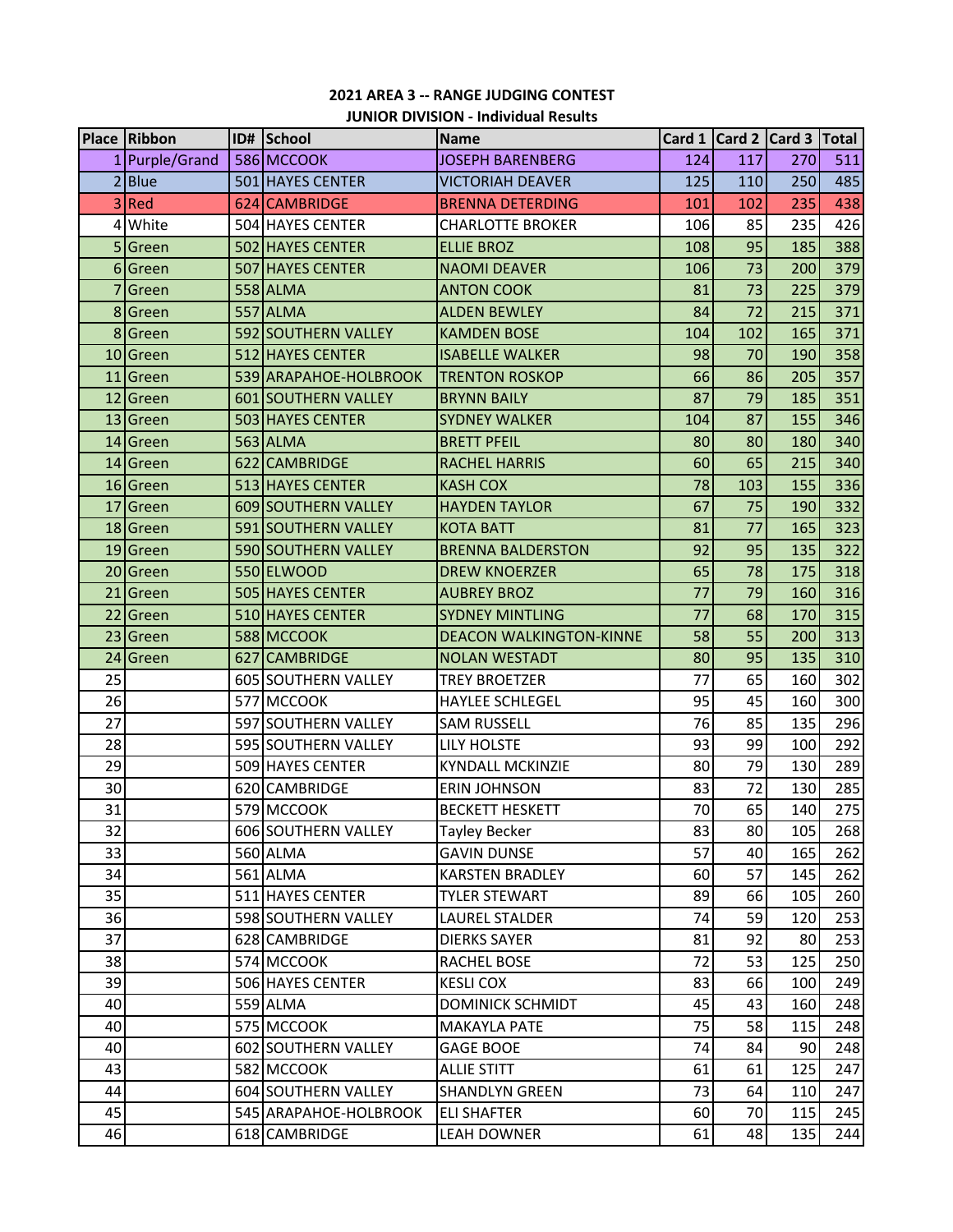**2021 AREA 3 -- RANGE JUDGING CONTEST**

**JUNIOR DIVISION - Individual Results**

| Place | Ribbon | ID# | School | Name | Card 1 | Card 2 | Card 3 | Total |
|---|---|---|---|---|---|---|---|---|
| 1 | Purple/Grand | 586 | MCCOOK | JOSEPH BARENBERG | 124 | 117 | 270 | 511 |
| 2 | Blue | 501 | HAYES CENTER | VICTORIAH DEAVER | 125 | 110 | 250 | 485 |
| 3 | Red | 624 | CAMBRIDGE | BRENNA DETERDING | 101 | 102 | 235 | 438 |
| 4 | White | 504 | HAYES CENTER | CHARLOTTE BROKER | 106 | 85 | 235 | 426 |
| 5 | Green | 502 | HAYES CENTER | ELLIE BROZ | 108 | 95 | 185 | 388 |
| 6 | Green | 507 | HAYES CENTER | NAOMI DEAVER | 106 | 73 | 200 | 379 |
| 7 | Green | 558 | ALMA | ANTON COOK | 81 | 73 | 225 | 379 |
| 8 | Green | 557 | ALMA | ALDEN BEWLEY | 84 | 72 | 215 | 371 |
| 8 | Green | 592 | SOUTHERN VALLEY | KAMDEN BOSE | 104 | 102 | 165 | 371 |
| 10 | Green | 512 | HAYES CENTER | ISABELLE WALKER | 98 | 70 | 190 | 358 |
| 11 | Green | 539 | ARAPAHOE-HOLBROOK | TRENTON ROSKOP | 66 | 86 | 205 | 357 |
| 12 | Green | 601 | SOUTHERN VALLEY | BRYNN BAILY | 87 | 79 | 185 | 351 |
| 13 | Green | 503 | HAYES CENTER | SYDNEY WALKER | 104 | 87 | 155 | 346 |
| 14 | Green | 563 | ALMA | BRETT PFEIL | 80 | 80 | 180 | 340 |
| 14 | Green | 622 | CAMBRIDGE | RACHEL HARRIS | 60 | 65 | 215 | 340 |
| 16 | Green | 513 | HAYES CENTER | KASH COX | 78 | 103 | 155 | 336 |
| 17 | Green | 609 | SOUTHERN VALLEY | HAYDEN TAYLOR | 67 | 75 | 190 | 332 |
| 18 | Green | 591 | SOUTHERN VALLEY | KOTA BATT | 81 | 77 | 165 | 323 |
| 19 | Green | 590 | SOUTHERN VALLEY | BRENNA BALDERSTON | 92 | 95 | 135 | 322 |
| 20 | Green | 550 | ELWOOD | DREW KNOERZER | 65 | 78 | 175 | 318 |
| 21 | Green | 505 | HAYES CENTER | AUBREY BROZ | 77 | 79 | 160 | 316 |
| 22 | Green | 510 | HAYES CENTER | SYDNEY MINTLING | 77 | 68 | 170 | 315 |
| 23 | Green | 588 | MCCOOK | DEACON WALKINGTON-KINNE | 58 | 55 | 200 | 313 |
| 24 | Green | 627 | CAMBRIDGE | NOLAN WESTADT | 80 | 95 | 135 | 310 |
| 25 | | 605 | SOUTHERN VALLEY | TREY BROETZER | 77 | 65 | 160 | 302 |
| 26 | | 577 | MCCOOK | HAYLEE SCHLEGEL | 95 | 45 | 160 | 300 |
| 27 | | 597 | SOUTHERN VALLEY | SAM RUSSELL | 76 | 85 | 135 | 296 |
| 28 | | 595 | SOUTHERN VALLEY | LILY HOLSTE | 93 | 99 | 100 | 292 |
| 29 | | 509 | HAYES CENTER | KYNDALL MCKINZIE | 80 | 79 | 130 | 289 |
| 30 | | 620 | CAMBRIDGE | ERIN JOHNSON | 83 | 72 | 130 | 285 |
| 31 | | 579 | MCCOOK | BECKETT HESKETT | 70 | 65 | 140 | 275 |
| 32 | | 606 | SOUTHERN VALLEY | Tayley Becker | 83 | 80 | 105 | 268 |
| 33 | | 560 | ALMA | GAVIN DUNSE | 57 | 40 | 165 | 262 |
| 34 | | 561 | ALMA | KARSTEN BRADLEY | 60 | 57 | 145 | 262 |
| 35 | | 511 | HAYES CENTER | TYLER STEWART | 89 | 66 | 105 | 260 |
| 36 | | 598 | SOUTHERN VALLEY | LAUREL STALDER | 74 | 59 | 120 | 253 |
| 37 | | 628 | CAMBRIDGE | DIERKS SAYER | 81 | 92 | 80 | 253 |
| 38 | | 574 | MCCOOK | RACHEL BOSE | 72 | 53 | 125 | 250 |
| 39 | | 506 | HAYES CENTER | KESLI COX | 83 | 66 | 100 | 249 |
| 40 | | 559 | ALMA | DOMINICK SCHMIDT | 45 | 43 | 160 | 248 |
| 40 | | 575 | MCCOOK | MAKAYLA PATE | 75 | 58 | 115 | 248 |
| 40 | | 602 | SOUTHERN VALLEY | GAGE BOOE | 74 | 84 | 90 | 248 |
| 43 | | 582 | MCCOOK | ALLIE STITT | 61 | 61 | 125 | 247 |
| 44 | | 604 | SOUTHERN VALLEY | SHANDLYN GREEN | 73 | 64 | 110 | 247 |
| 45 | | 545 | ARAPAHOE-HOLBROOK | ELI SHAFTER | 60 | 70 | 115 | 245 |
| 46 | | 618 | CAMBRIDGE | LEAH DOWNER | 61 | 48 | 135 | 244 |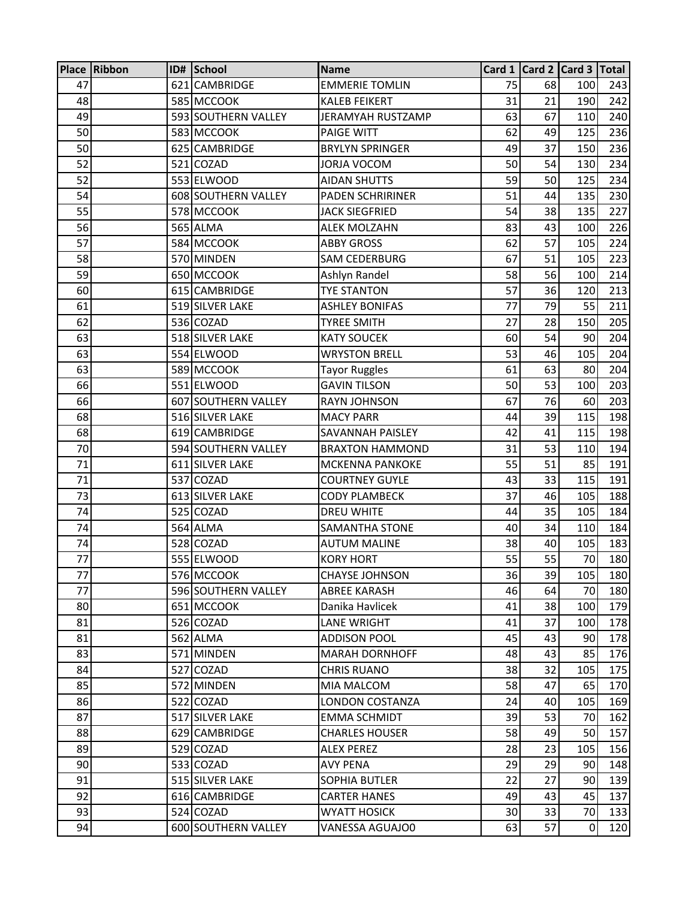| Place | Ribbon | ID# | School | Name | Card 1 | Card 2 | Card 3 | Total |
|---|---|---|---|---|---|---|---|---|
| 47 | | 621 | CAMBRIDGE | EMMERIE TOMLIN | 75 | 68 | 100 | 243 |
| 48 | | 585 | MCCOOK | KALEB FEIKERT | 31 | 21 | 190 | 242 |
| 49 | | 593 | SOUTHERN VALLEY | JERAMYAH RUSTZAMP | 63 | 67 | 110 | 240 |
| 50 | | 583 | MCCOOK | PAIGE WITT | 62 | 49 | 125 | 236 |
| 50 | | 625 | CAMBRIDGE | BRYLYN SPRINGER | 49 | 37 | 150 | 236 |
| 52 | | 521 | COZAD | JORJA VOCOM | 50 | 54 | 130 | 234 |
| 52 | | 553 | ELWOOD | AIDAN SHUTTS | 59 | 50 | 125 | 234 |
| 54 | | 608 | SOUTHERN VALLEY | PADEN SCHRIRINER | 51 | 44 | 135 | 230 |
| 55 | | 578 | MCCOOK | JACK SIEGFRIED | 54 | 38 | 135 | 227 |
| 56 | | 565 | ALMA | ALEK MOLZAHN | 83 | 43 | 100 | 226 |
| 57 | | 584 | MCCOOK | ABBY GROSS | 62 | 57 | 105 | 224 |
| 58 | | 570 | MINDEN | SAM CEDERBURG | 67 | 51 | 105 | 223 |
| 59 | | 650 | MCCOOK | Ashlyn Randel | 58 | 56 | 100 | 214 |
| 60 | | 615 | CAMBRIDGE | TYE STANTON | 57 | 36 | 120 | 213 |
| 61 | | 519 | SILVER LAKE | ASHLEY BONIFAS | 77 | 79 | 55 | 211 |
| 62 | | 536 | COZAD | TYREE SMITH | 27 | 28 | 150 | 205 |
| 63 | | 518 | SILVER LAKE | KATY SOUCEK | 60 | 54 | 90 | 204 |
| 63 | | 554 | ELWOOD | WRYSTON BRELL | 53 | 46 | 105 | 204 |
| 63 | | 589 | MCCOOK | Tayor Ruggles | 61 | 63 | 80 | 204 |
| 66 | | 551 | ELWOOD | GAVIN TILSON | 50 | 53 | 100 | 203 |
| 66 | | 607 | SOUTHERN VALLEY | RAYN JOHNSON | 67 | 76 | 60 | 203 |
| 68 | | 516 | SILVER LAKE | MACY PARR | 44 | 39 | 115 | 198 |
| 68 | | 619 | CAMBRIDGE | SAVANNAH PAISLEY | 42 | 41 | 115 | 198 |
| 70 | | 594 | SOUTHERN VALLEY | BRAXTON HAMMOND | 31 | 53 | 110 | 194 |
| 71 | | 611 | SILVER LAKE | MCKENNA PANKOKE | 55 | 51 | 85 | 191 |
| 71 | | 537 | COZAD | COURTNEY GUYLE | 43 | 33 | 115 | 191 |
| 73 | | 613 | SILVER LAKE | CODY PLAMBECK | 37 | 46 | 105 | 188 |
| 74 | | 525 | COZAD | DREU WHITE | 44 | 35 | 105 | 184 |
| 74 | | 564 | ALMA | SAMANTHA STONE | 40 | 34 | 110 | 184 |
| 74 | | 528 | COZAD | AUTUM MALINE | 38 | 40 | 105 | 183 |
| 77 | | 555 | ELWOOD | KORY HORT | 55 | 55 | 70 | 180 |
| 77 | | 576 | MCCOOK | CHAYSE JOHNSON | 36 | 39 | 105 | 180 |
| 77 | | 596 | SOUTHERN VALLEY | ABREE KARASH | 46 | 64 | 70 | 180 |
| 80 | | 651 | MCCOOK | Danika Havlicek | 41 | 38 | 100 | 179 |
| 81 | | 526 | COZAD | LANE WRIGHT | 41 | 37 | 100 | 178 |
| 81 | | 562 | ALMA | ADDISON POOL | 45 | 43 | 90 | 178 |
| 83 | | 571 | MINDEN | MARAH DORNHOFF | 48 | 43 | 85 | 176 |
| 84 | | 527 | COZAD | CHRIS RUANO | 38 | 32 | 105 | 175 |
| 85 | | 572 | MINDEN | MIA MALCOM | 58 | 47 | 65 | 170 |
| 86 | | 522 | COZAD | LONDON COSTANZA | 24 | 40 | 105 | 169 |
| 87 | | 517 | SILVER LAKE | EMMA SCHMIDT | 39 | 53 | 70 | 162 |
| 88 | | 629 | CAMBRIDGE | CHARLES HOUSER | 58 | 49 | 50 | 157 |
| 89 | | 529 | COZAD | ALEX PEREZ | 28 | 23 | 105 | 156 |
| 90 | | 533 | COZAD | AVY PENA | 29 | 29 | 90 | 148 |
| 91 | | 515 | SILVER LAKE | SOPHIA BUTLER | 22 | 27 | 90 | 139 |
| 92 | | 616 | CAMBRIDGE | CARTER HANES | 49 | 43 | 45 | 137 |
| 93 | | 524 | COZAD | WYATT HOSICK | 30 | 33 | 70 | 133 |
| 94 | | 600 | SOUTHERN VALLEY | VANESSA AGUAJO0 | 63 | 57 | 0 | 120 |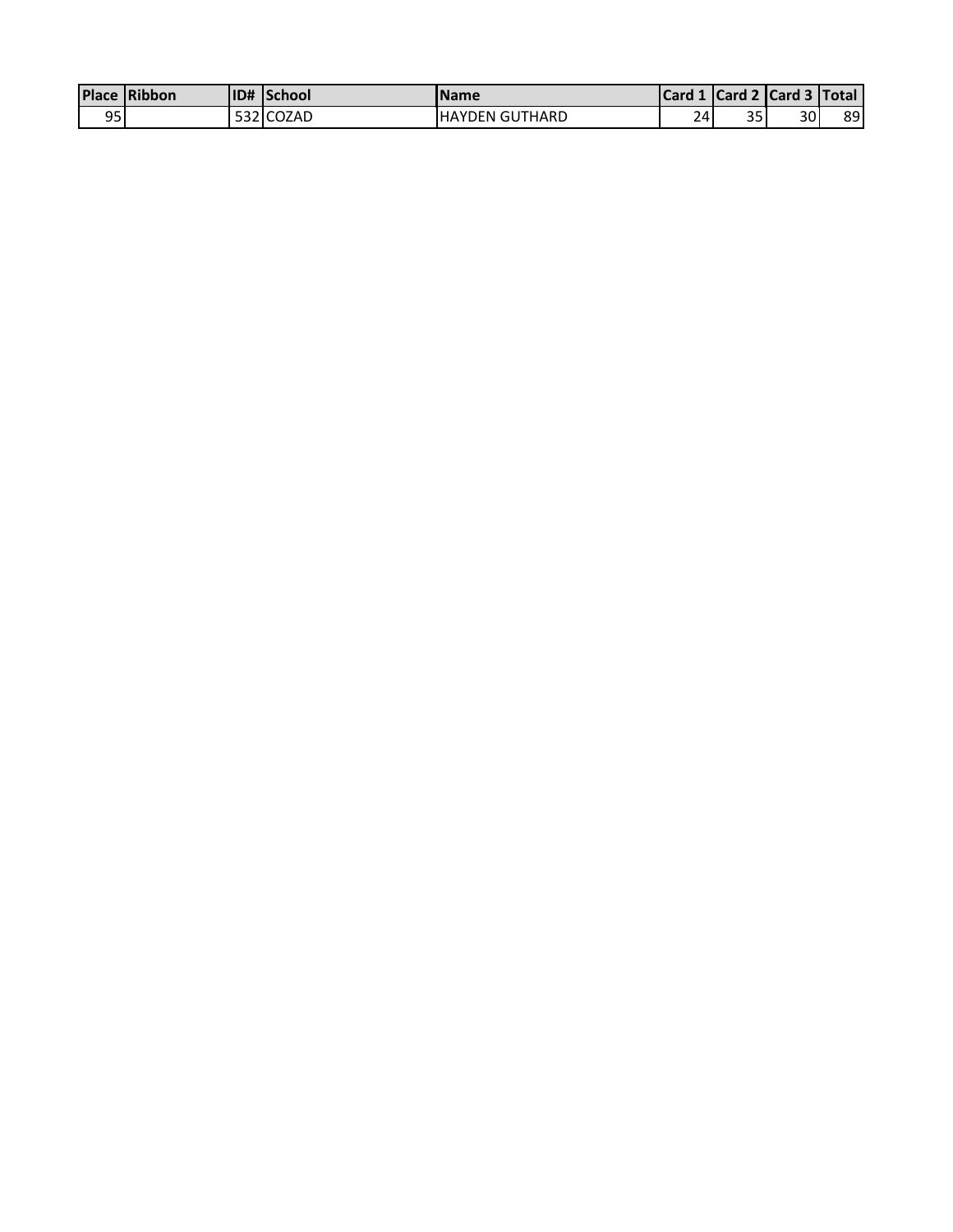| Place | Ribbon | ID# | School | Name | Card 1 | Card 2 | Card 3 | Total |
| --- | --- | --- | --- | --- | --- | --- | --- | --- |
| 95 | | 532 | COZAD | HAYDEN GUTHARD | 24 | 35 | 30 | 89 |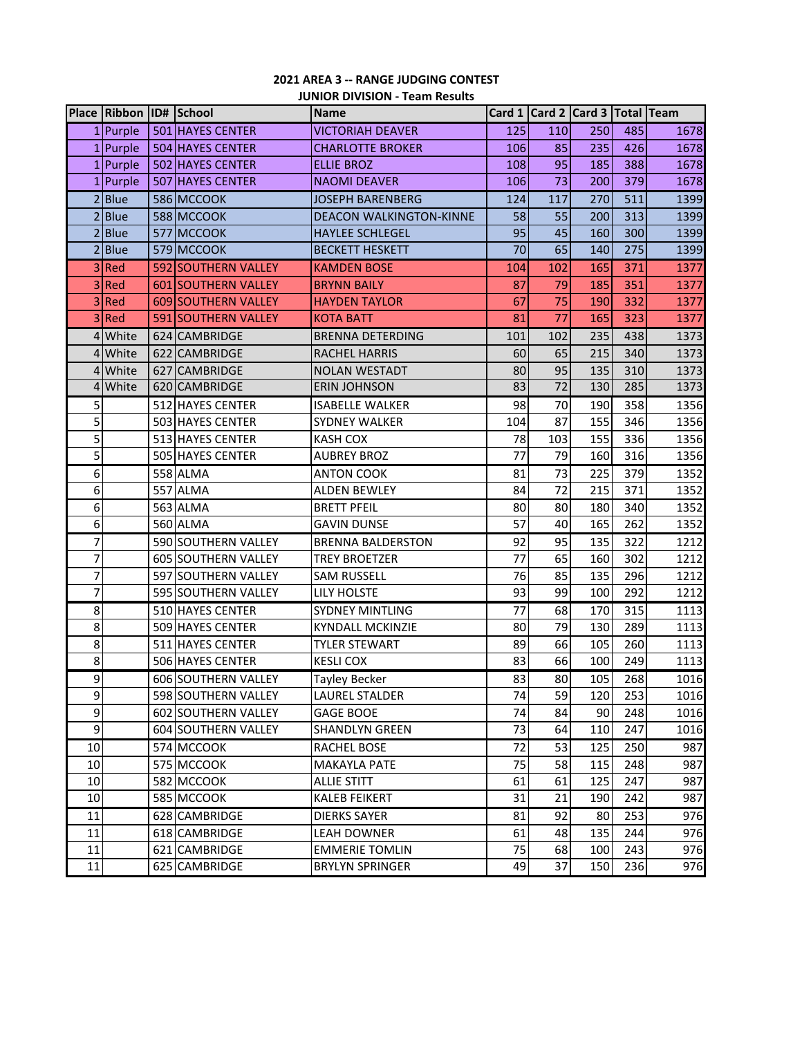**2021 AREA 3 -- RANGE JUDGING CONTEST**

**JUNIOR DIVISION - Team Results**

| Place | Ribbon | ID# | School | Name | Card 1 | Card 2 | Card 3 | Total | Team |
|---|---|---|---|---|---|---|---|---|---|
| 1 | Purple | 501 | HAYES CENTER | VICTORIAH DEAVER | 125 | 110 | 250 | 485 | 1678 |
| 1 | Purple | 504 | HAYES CENTER | CHARLOTTE BROKER | 106 | 85 | 235 | 426 | 1678 |
| 1 | Purple | 502 | HAYES CENTER | ELLIE BROZ | 108 | 95 | 185 | 388 | 1678 |
| 1 | Purple | 507 | HAYES CENTER | NAOMI DEAVER | 106 | 73 | 200 | 379 | 1678 |
| 2 | Blue | 586 | MCCOOK | JOSEPH BARENBERG | 124 | 117 | 270 | 511 | 1399 |
| 2 | Blue | 588 | MCCOOK | DEACON WALKINGTON-KINNE | 58 | 55 | 200 | 313 | 1399 |
| 2 | Blue | 577 | MCCOOK | HAYLEE SCHLEGEL | 95 | 45 | 160 | 300 | 1399 |
| 2 | Blue | 579 | MCCOOK | BECKETT HESKETT | 70 | 65 | 140 | 275 | 1399 |
| 3 | Red | 592 | SOUTHERN VALLEY | KAMDEN BOSE | 104 | 102 | 165 | 371 | 1377 |
| 3 | Red | 601 | SOUTHERN VALLEY | BRYNN BAILY | 87 | 79 | 185 | 351 | 1377 |
| 3 | Red | 609 | SOUTHERN VALLEY | HAYDEN TAYLOR | 67 | 75 | 190 | 332 | 1377 |
| 3 | Red | 591 | SOUTHERN VALLEY | KOTA BATT | 81 | 77 | 165 | 323 | 1377 |
| 4 | White | 624 | CAMBRIDGE | BRENNA DETERDING | 101 | 102 | 235 | 438 | 1373 |
| 4 | White | 622 | CAMBRIDGE | RACHEL HARRIS | 60 | 65 | 215 | 340 | 1373 |
| 4 | White | 627 | CAMBRIDGE | NOLAN WESTADT | 80 | 95 | 135 | 310 | 1373 |
| 4 | White | 620 | CAMBRIDGE | ERIN JOHNSON | 83 | 72 | 130 | 285 | 1373 |
| 5 | | 512 | HAYES CENTER | ISABELLE WALKER | 98 | 70 | 190 | 358 | 1356 |
| 5 | | 503 | HAYES CENTER | SYDNEY WALKER | 104 | 87 | 155 | 346 | 1356 |
| 5 | | 513 | HAYES CENTER | KASH COX | 78 | 103 | 155 | 336 | 1356 |
| 5 | | 505 | HAYES CENTER | AUBREY BROZ | 77 | 79 | 160 | 316 | 1356 |
| 6 | | 558 | ALMA | ANTON COOK | 81 | 73 | 225 | 379 | 1352 |
| 6 | | 557 | ALMA | ALDEN BEWLEY | 84 | 72 | 215 | 371 | 1352 |
| 6 | | 563 | ALMA | BRETT PFEIL | 80 | 80 | 180 | 340 | 1352 |
| 6 | | 560 | ALMA | GAVIN DUNSE | 57 | 40 | 165 | 262 | 1352 |
| 7 | | 590 | SOUTHERN VALLEY | BRENNA BALDERSTON | 92 | 95 | 135 | 322 | 1212 |
| 7 | | 605 | SOUTHERN VALLEY | TREY BROETZER | 77 | 65 | 160 | 302 | 1212 |
| 7 | | 597 | SOUTHERN VALLEY | SAM RUSSELL | 76 | 85 | 135 | 296 | 1212 |
| 7 | | 595 | SOUTHERN VALLEY | LILY HOLSTE | 93 | 99 | 100 | 292 | 1212 |
| 8 | | 510 | HAYES CENTER | SYDNEY MINTLING | 77 | 68 | 170 | 315 | 1113 |
| 8 | | 509 | HAYES CENTER | KYNDALL MCKINZIE | 80 | 79 | 130 | 289 | 1113 |
| 8 | | 511 | HAYES CENTER | TYLER STEWART | 89 | 66 | 105 | 260 | 1113 |
| 8 | | 506 | HAYES CENTER | KESLI COX | 83 | 66 | 100 | 249 | 1113 |
| 9 | | 606 | SOUTHERN VALLEY | Tayley Becker | 83 | 80 | 105 | 268 | 1016 |
| 9 | | 598 | SOUTHERN VALLEY | LAUREL STALDER | 74 | 59 | 120 | 253 | 1016 |
| 9 | | 602 | SOUTHERN VALLEY | GAGE BOOE | 74 | 84 | 90 | 248 | 1016 |
| 9 | | 604 | SOUTHERN VALLEY | SHANDLYN GREEN | 73 | 64 | 110 | 247 | 1016 |
| 10 | | 574 | MCCOOK | RACHEL BOSE | 72 | 53 | 125 | 250 | 987 |
| 10 | | 575 | MCCOOK | MAKAYLA PATE | 75 | 58 | 115 | 248 | 987 |
| 10 | | 582 | MCCOOK | ALLIE STITT | 61 | 61 | 125 | 247 | 987 |
| 10 | | 585 | MCCOOK | KALEB FEIKERT | 31 | 21 | 190 | 242 | 987 |
| 11 | | 628 | CAMBRIDGE | DIERKS SAYER | 81 | 92 | 80 | 253 | 976 |
| 11 | | 618 | CAMBRIDGE | LEAH DOWNER | 61 | 48 | 135 | 244 | 976 |
| 11 | | 621 | CAMBRIDGE | EMMERIE TOMLIN | 75 | 68 | 100 | 243 | 976 |
| 11 | | 625 | CAMBRIDGE | BRYLYN SPRINGER | 49 | 37 | 150 | 236 | 976 |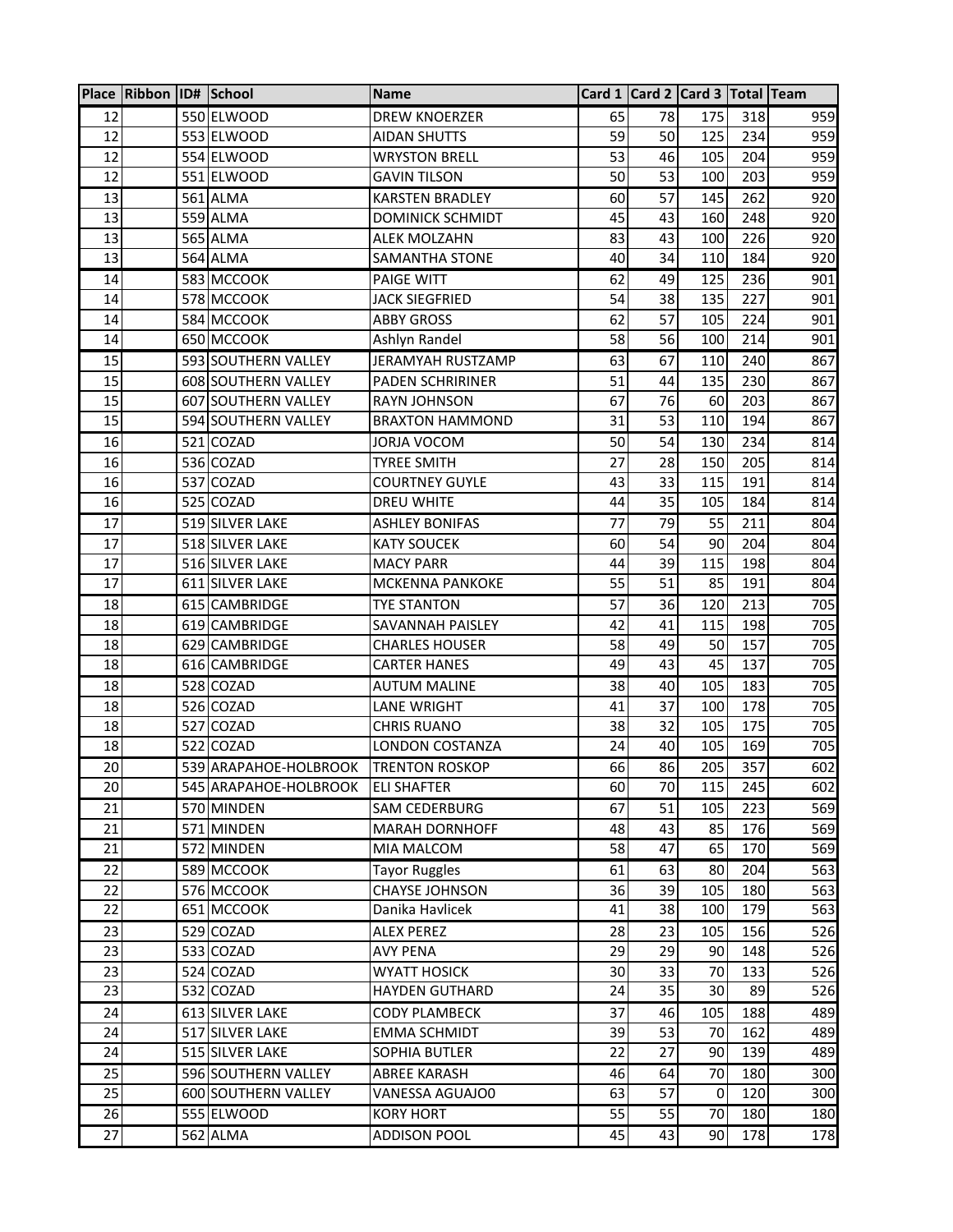| Place | Ribbon | ID# | School | Name | Card 1 | Card 2 | Card 3 | Total | Team |
|---|---|---|---|---|---|---|---|---|---|
| 12 | | 550 | ELWOOD | DREW KNOERZER | 65 | 78 | 175 | 318 | 959 |
| 12 | | 553 | ELWOOD | AIDAN SHUTTS | 59 | 50 | 125 | 234 | 959 |
| 12 | | 554 | ELWOOD | WRYSTON BRELL | 53 | 46 | 105 | 204 | 959 |
| 12 | | 551 | ELWOOD | GAVIN TILSON | 50 | 53 | 100 | 203 | 959 |
| 13 | | 561 | ALMA | KARSTEN BRADLEY | 60 | 57 | 145 | 262 | 920 |
| 13 | | 559 | ALMA | DOMINICK SCHMIDT | 45 | 43 | 160 | 248 | 920 |
| 13 | | 565 | ALMA | ALEK MOLZAHN | 83 | 43 | 100 | 226 | 920 |
| 13 | | 564 | ALMA | SAMANTHA STONE | 40 | 34 | 110 | 184 | 920 |
| 14 | | 583 | MCCOOK | PAIGE WITT | 62 | 49 | 125 | 236 | 901 |
| 14 | | 578 | MCCOOK | JACK SIEGFRIED | 54 | 38 | 135 | 227 | 901 |
| 14 | | 584 | MCCOOK | ABBY GROSS | 62 | 57 | 105 | 224 | 901 |
| 14 | | 650 | MCCOOK | Ashlyn Randel | 58 | 56 | 100 | 214 | 901 |
| 15 | | 593 | SOUTHERN VALLEY | JERAMYAH RUSTZAMP | 63 | 67 | 110 | 240 | 867 |
| 15 | | 608 | SOUTHERN VALLEY | PADEN SCHRIRINER | 51 | 44 | 135 | 230 | 867 |
| 15 | | 607 | SOUTHERN VALLEY | RAYN JOHNSON | 67 | 76 | 60 | 203 | 867 |
| 15 | | 594 | SOUTHERN VALLEY | BRAXTON HAMMOND | 31 | 53 | 110 | 194 | 867 |
| 16 | | 521 | COZAD | JORJA VOCOM | 50 | 54 | 130 | 234 | 814 |
| 16 | | 536 | COZAD | TYREE SMITH | 27 | 28 | 150 | 205 | 814 |
| 16 | | 537 | COZAD | COURTNEY GUYLE | 43 | 33 | 115 | 191 | 814 |
| 16 | | 525 | COZAD | DREU WHITE | 44 | 35 | 105 | 184 | 814 |
| 17 | | 519 | SILVER LAKE | ASHLEY BONIFAS | 77 | 79 | 55 | 211 | 804 |
| 17 | | 518 | SILVER LAKE | KATY SOUCEK | 60 | 54 | 90 | 204 | 804 |
| 17 | | 516 | SILVER LAKE | MACY PARR | 44 | 39 | 115 | 198 | 804 |
| 17 | | 611 | SILVER LAKE | MCKENNA PANKOKE | 55 | 51 | 85 | 191 | 804 |
| 18 | | 615 | CAMBRIDGE | TYE STANTON | 57 | 36 | 120 | 213 | 705 |
| 18 | | 619 | CAMBRIDGE | SAVANNAH PAISLEY | 42 | 41 | 115 | 198 | 705 |
| 18 | | 629 | CAMBRIDGE | CHARLES HOUSER | 58 | 49 | 50 | 157 | 705 |
| 18 | | 616 | CAMBRIDGE | CARTER HANES | 49 | 43 | 45 | 137 | 705 |
| 18 | | 528 | COZAD | AUTUM MALINE | 38 | 40 | 105 | 183 | 705 |
| 18 | | 526 | COZAD | LANE WRIGHT | 41 | 37 | 100 | 178 | 705 |
| 18 | | 527 | COZAD | CHRIS RUANO | 38 | 32 | 105 | 175 | 705 |
| 18 | | 522 | COZAD | LONDON COSTANZA | 24 | 40 | 105 | 169 | 705 |
| 20 | | 539 | ARAPAHOE-HOLBROOK | TRENTON ROSKOP | 66 | 86 | 205 | 357 | 602 |
| 20 | | 545 | ARAPAHOE-HOLBROOK | ELI SHAFTER | 60 | 70 | 115 | 245 | 602 |
| 21 | | 570 | MINDEN | SAM CEDERBURG | 67 | 51 | 105 | 223 | 569 |
| 21 | | 571 | MINDEN | MARAH DORNHOFF | 48 | 43 | 85 | 176 | 569 |
| 21 | | 572 | MINDEN | MIA MALCOM | 58 | 47 | 65 | 170 | 569 |
| 22 | | 589 | MCCOOK | Tayor Ruggles | 61 | 63 | 80 | 204 | 563 |
| 22 | | 576 | MCCOOK | CHAYSE JOHNSON | 36 | 39 | 105 | 180 | 563 |
| 22 | | 651 | MCCOOK | Danika Havlicek | 41 | 38 | 100 | 179 | 563 |
| 23 | | 529 | COZAD | ALEX PEREZ | 28 | 23 | 105 | 156 | 526 |
| 23 | | 533 | COZAD | AVY PENA | 29 | 29 | 90 | 148 | 526 |
| 23 | | 524 | COZAD | WYATT HOSICK | 30 | 33 | 70 | 133 | 526 |
| 23 | | 532 | COZAD | HAYDEN GUTHARD | 24 | 35 | 30 | 89 | 526 |
| 24 | | 613 | SILVER LAKE | CODY PLAMBECK | 37 | 46 | 105 | 188 | 489 |
| 24 | | 517 | SILVER LAKE | EMMA SCHMIDT | 39 | 53 | 70 | 162 | 489 |
| 24 | | 515 | SILVER LAKE | SOPHIA BUTLER | 22 | 27 | 90 | 139 | 489 |
| 25 | | 596 | SOUTHERN VALLEY | ABREE KARASH | 46 | 64 | 70 | 180 | 300 |
| 25 | | 600 | SOUTHERN VALLEY | VANESSA AGUAJO0 | 63 | 57 | 0 | 120 | 300 |
| 26 | | 555 | ELWOOD | KORY HORT | 55 | 55 | 70 | 180 | 180 |
| 27 | | 562 | ALMA | ADDISON POOL | 45 | 43 | 90 | 178 | 178 |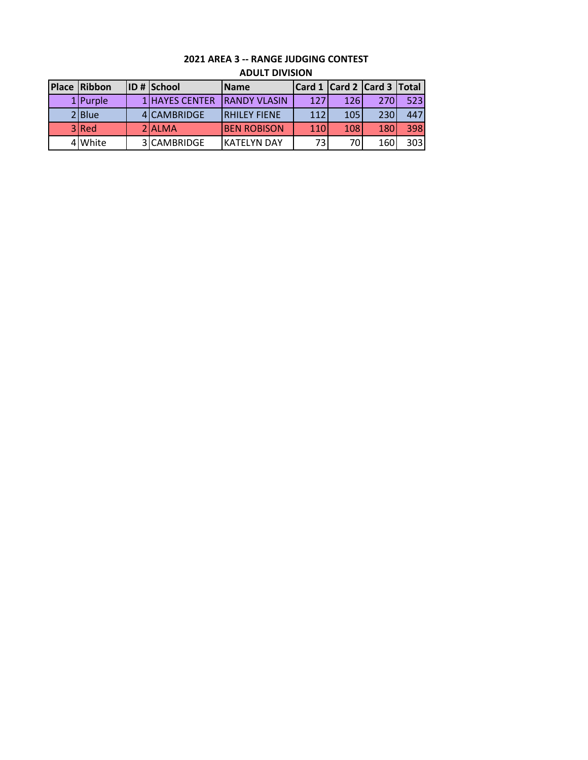# 2021 AREA 3 -- RANGE JUDGING CONTEST

## ADULT DIVISION

| Place | Ribbon | ID # | School | Name | Card 1 | Card 2 | Card 3 | Total |
|---|---|---|---|---|---|---|---|---|
| 1 | Purple | 1 | HAYES CENTER | RANDY VLASIN | 127 | 126 | 270 | 523 |
| 2 | Blue | 4 | CAMBRIDGE | RHILEY FIENE | 112 | 105 | 230 | 447 |
| 3 | Red | 2 | ALMA | BEN ROBISON | 110 | 108 | 180 | 398 |
| 4 | White | 3 | CAMBRIDGE | KATELYN DAY | 73 | 70 | 160 | 303 |